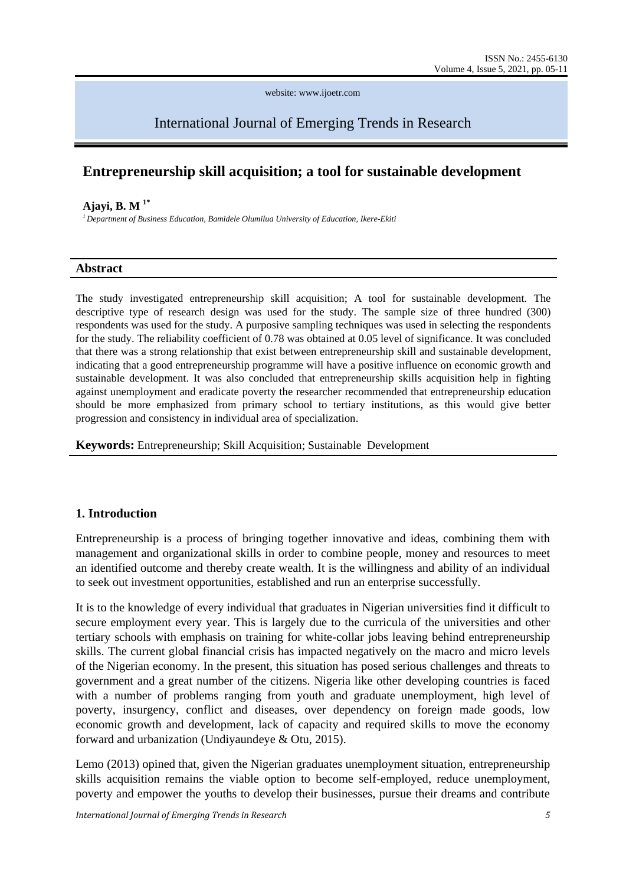International Journal of Emerging Trends in Research

# Entrepreneurship skill acquisition; a tool for sustainable development

**Ajayi, B. M** [1*]

*[1] Department of Business Education, Bamidele Olumilua University of Education, Ikere-Ekiti*

## Abstract

The study investigated entrepreneurship skill acquisition; A tool for sustainable development. The descriptive type of research design was used for the study. The sample size of three hundred (300) respondents was used for the study. A purposive sampling techniques was used in selecting the respondents for the study. The reliability coefficient of 0.78 was obtained at 0.05 level of significance. It was concluded that there was a strong relationship that exist between entrepreneurship skill and sustainable development, indicating that a good entrepreneurship programme will have a positive influence on economic growth and sustainable development. It was also concluded that entrepreneurship skills acquisition help in fighting against unemployment and eradicate poverty the researcher recommended that entrepreneurship education should be more emphasized from primary school to tertiary institutions, as this would give better progression and consistency in individual area of specialization.

**Keywords:** Entrepreneurship; Skill Acquisition; Sustainable Development

## 1. Introduction

Entrepreneurship is a process of bringing together innovative and ideas, combining them with management and organizational skills in order to combine people, money and resources to meet an identified outcome and thereby create wealth. It is the willingness and ability of an individual to seek out investment opportunities, established and run an enterprise successfully.

It is to the knowledge of every individual that graduates in Nigerian universities find it difficult to secure employment every year. This is largely due to the curricula of the universities and other tertiary schools with emphasis on training for white-collar jobs leaving behind entrepreneurship skills. The current global financial crisis has impacted negatively on the macro and micro levels of the Nigerian economy. In the present, this situation has posed serious challenges and threats to government and a great number of the citizens. Nigeria like other developing countries is faced with a number of problems ranging from youth and graduate unemployment, high level of poverty, insurgency, conflict and diseases, over dependency on foreign made goods, low economic growth and development, lack of capacity and required skills to move the economy forward and urbanization (Undiyaundeye & Otu, 2015).

Lemo (2013) opined that, given the Nigerian graduates unemployment situation, entrepreneurship skills acquisition remains the viable option to become self-employed, reduce unemployment, poverty and empower the youths to develop their businesses, pursue their dreams and contribute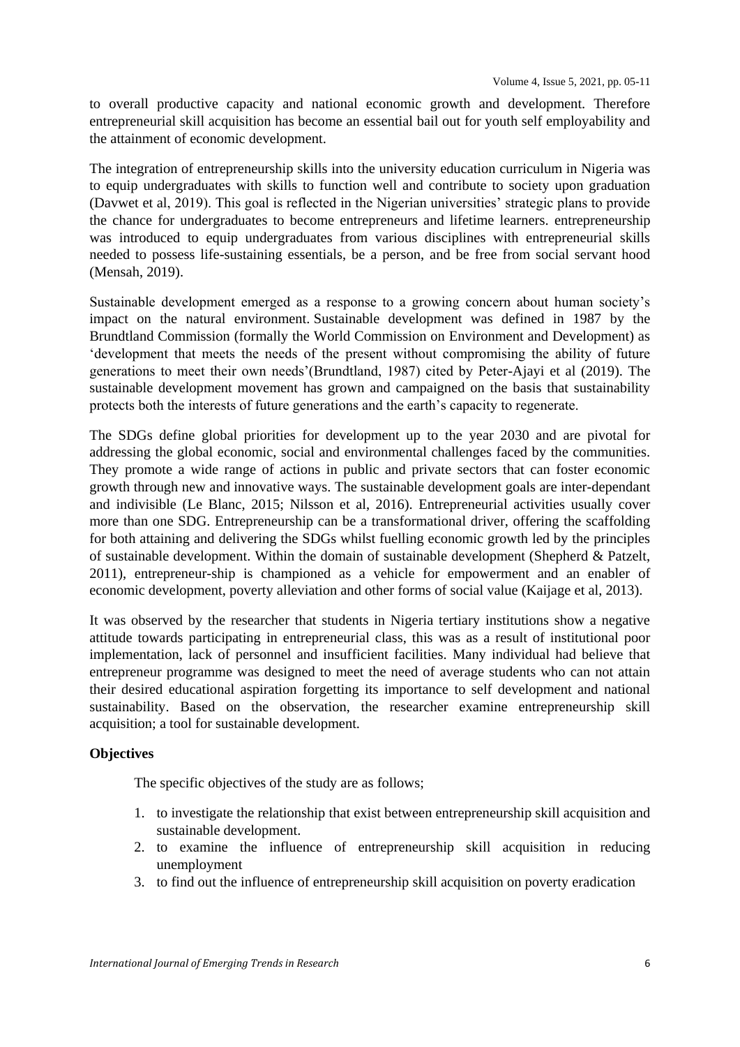to overall productive capacity and national economic growth and development. Therefore entrepreneurial skill acquisition has become an essential bail out for youth self employability and the attainment of economic development.

The integration of entrepreneurship skills into the university education curriculum in Nigeria was to equip undergraduates with skills to function well and contribute to society upon graduation (Davwet et al, 2019). This goal is reflected in the Nigerian universities' strategic plans to provide the chance for undergraduates to become entrepreneurs and lifetime learners. entrepreneurship was introduced to equip undergraduates from various disciplines with entrepreneurial skills needed to possess life-sustaining essentials, be a person, and be free from social servant hood (Mensah, 2019).

Sustainable development emerged as a response to a growing concern about human society's impact on the natural environment. Sustainable development was defined in 1987 by the Brundtland Commission (formally the World Commission on Environment and Development) as 'development that meets the needs of the present without compromising the ability of future generations to meet their own needs'(Brundtland, 1987) cited by Peter-Ajayi et al (2019). The sustainable development movement has grown and campaigned on the basis that sustainability protects both the interests of future generations and the earth's capacity to regenerate.

The SDGs define global priorities for development up to the year 2030 and are pivotal for addressing the global economic, social and environmental challenges faced by the communities. They promote a wide range of actions in public and private sectors that can foster economic growth through new and innovative ways. The sustainable development goals are inter-dependant and indivisible (Le Blanc, 2015; Nilsson et al, 2016). Entrepreneurial activities usually cover more than one SDG. Entrepreneurship can be a transformational driver, offering the scaffolding for both attaining and delivering the SDGs whilst fuelling economic growth led by the principles of sustainable development. Within the domain of sustainable development (Shepherd & Patzelt, 2011), entrepreneur-ship is championed as a vehicle for empowerment and an enabler of economic development, poverty alleviation and other forms of social value (Kaijage et al, 2013).

It was observed by the researcher that students in Nigeria tertiary institutions show a negative attitude towards participating in entrepreneurial class, this was as a result of institutional poor implementation, lack of personnel and insufficient facilities. Many individual had believe that entrepreneur programme was designed to meet the need of average students who can not attain their desired educational aspiration forgetting its importance to self development and national sustainability. Based on the observation, the researcher examine entrepreneurship skill acquisition; a tool for sustainable development.

**Objectives**

The specific objectives of the study are as follows;

1. to investigate the relationship that exist between entrepreneurship skill acquisition and sustainable development.
2. to examine the influence of entrepreneurship skill acquisition in reducing unemployment
3. to find out the influence of entrepreneurship skill acquisition on poverty eradication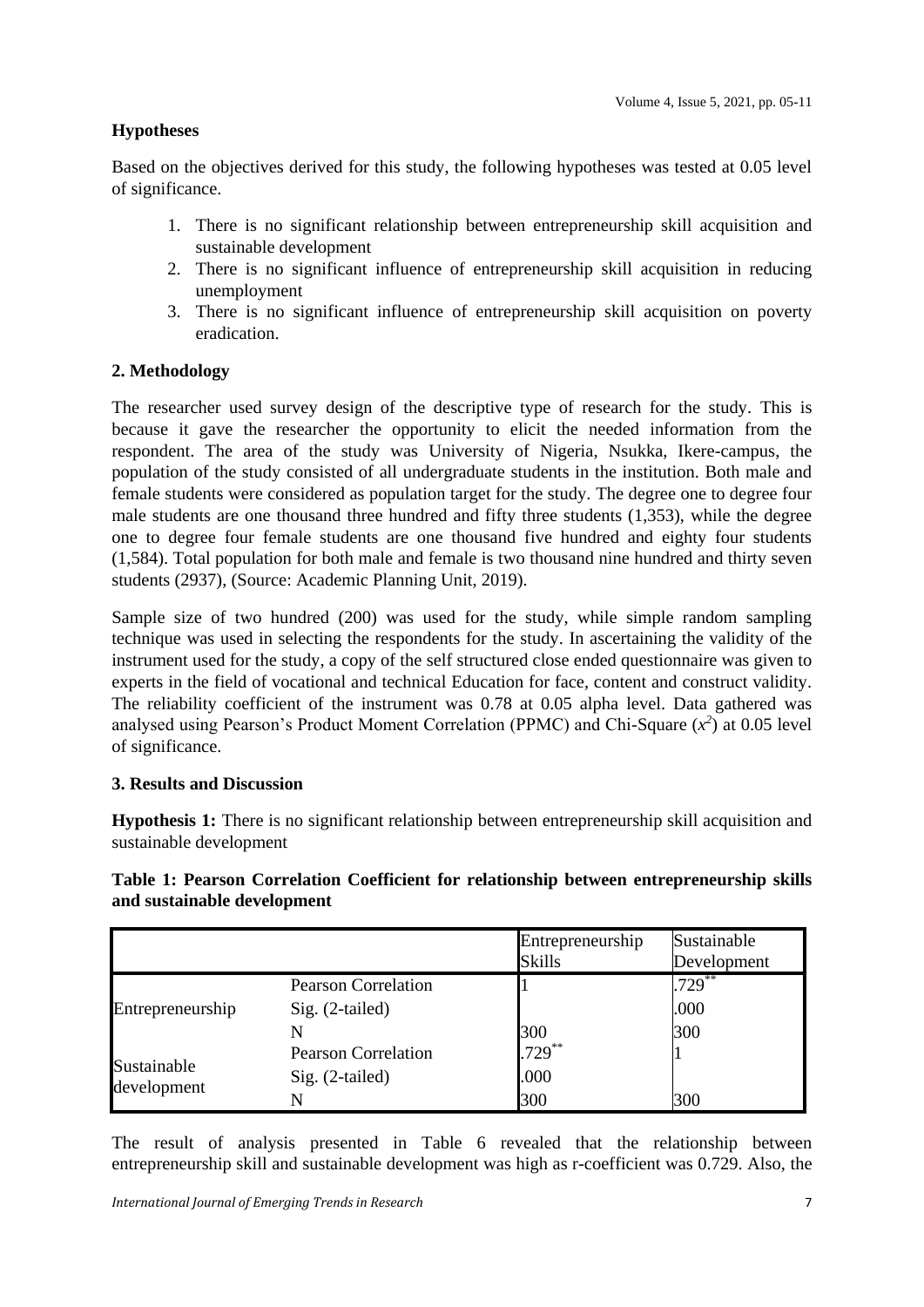**Hypotheses**

Based on the objectives derived for this study, the following hypotheses was tested at 0.05 level of significance.

1. There is no significant relationship between entrepreneurship skill acquisition and sustainable development
2. There is no significant influence of entrepreneurship skill acquisition in reducing unemployment
3. There is no significant influence of entrepreneurship skill acquisition on poverty eradication.

## 2. Methodology

The researcher used survey design of the descriptive type of research for the study. This is because it gave the researcher the opportunity to elicit the needed information from the respondent. The area of the study was University of Nigeria, Nsukka, Ikere-campus, the population of the study consisted of all undergraduate students in the institution. Both male and female students were considered as population target for the study. The degree one to degree four male students are one thousand three hundred and fifty three students (1,353), while the degree one to degree four female students are one thousand five hundred and eighty four students (1,584). Total population for both male and female is two thousand nine hundred and thirty seven students (2937), (Source: Academic Planning Unit, 2019).

Sample size of two hundred (200) was used for the study, while simple random sampling technique was used in selecting the respondents for the study. In ascertaining the validity of the instrument used for the study, a copy of the self structured close ended questionnaire was given to experts in the field of vocational and technical Education for face, content and construct validity. The reliability coefficient of the instrument was 0.78 at 0.05 alpha level. Data gathered was analysed using Pearson's Product Moment Correlation (PPMC) and Chi-Square ($x^2$) at 0.05 level of significance.

## 3. Results and Discussion

**Hypothesis 1:** There is no significant relationship between entrepreneurship skill acquisition and sustainable development

**Table 1: Pearson Correlation Coefficient for relationship between entrepreneurship skills and sustainable development**

| | | Entrepreneurship Skills | Sustainable Development |
|---|---|---|---|
| Entrepreneurship | Pearson Correlation | 1 | .729** |
| | Sig. (2-tailed) | | .000 |
| | N | 300 | 300 |
| Sustainable development | Pearson Correlation | .729** | 1 |
| | Sig. (2-tailed) | .000 | |
| | N | 300 | 300 |

The result of analysis presented in Table 6 revealed that the relationship between entrepreneurship skill and sustainable development was high as r-coefficient was 0.729. Also, the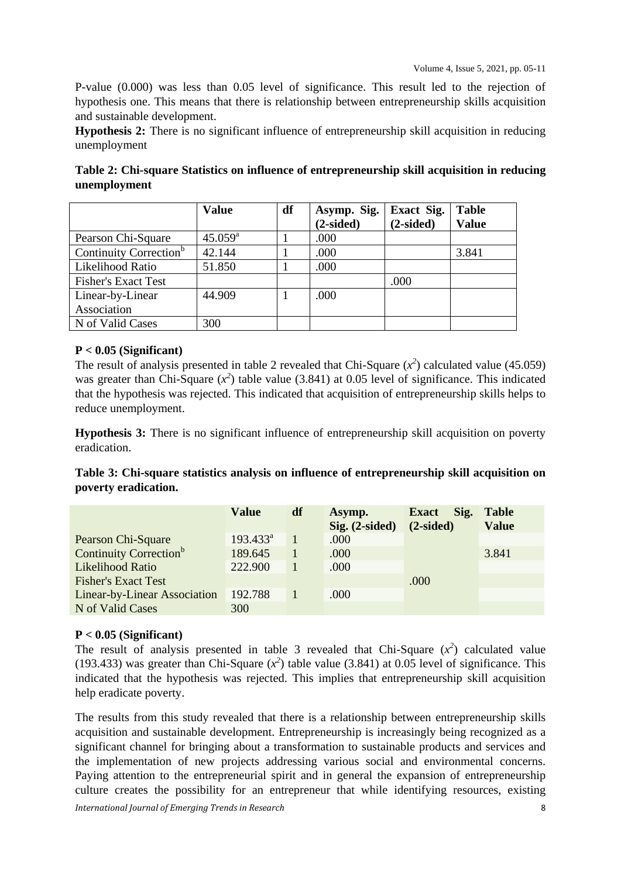P-value (0.000) was less than 0.05 level of significance. This result led to the rejection of hypothesis one. This means that there is relationship between entrepreneurship skills acquisition and sustainable development.

**Hypothesis 2:** There is no significant influence of entrepreneurship skill acquisition in reducing unemployment

**Table 2: Chi-square Statistics on influence of entrepreneurship skill acquisition in reducing unemployment**

| | Value | df | Asymp. Sig. (2-sided) | Exact Sig. (2-sided) | Table Value |
|---|---|---|---|---|---|
| Pearson Chi-Square | 45.059[a] | 1 | .000 | | |
| Continuity Correction[b] | 42.144 | 1 | .000 | | 3.841 |
| Likelihood Ratio | 51.850 | 1 | .000 | | |
| Fisher's Exact Test | | | | .000 | |
| Linear-by-Linear Association | 44.909 | 1 | .000 | | |
| N of Valid Cases | 300 | | | | |

**P < 0.05 (Significant)**

The result of analysis presented in table 2 revealed that Chi-Square ($x^2$) calculated value (45.059) was greater than Chi-Square ($x^2$) table value (3.841) at 0.05 level of significance. This indicated that the hypothesis was rejected. This indicated that acquisition of entrepreneurship skills helps to reduce unemployment.

**Hypothesis 3:** There is no significant influence of entrepreneurship skill acquisition on poverty eradication.

**Table 3: Chi-square statistics analysis on influence of entrepreneurship skill acquisition on poverty eradication.**

| | Value | df | Asymp. Sig. (2-sided) | Exact Sig. (2-sided) | Table Value |
|---|---|---|---|---|---|
| Pearson Chi-Square | 193.433[a] | 1 | .000 | | |
| Continuity Correction[b] | 189.645 | 1 | .000 | | 3.841 |
| Likelihood Ratio | 222.900 | 1 | .000 | | |
| Fisher's Exact Test | | | | .000 | |
| Linear-by-Linear Association | 192.788 | 1 | .000 | | |
| N of Valid Cases | 300 | | | | |

**P < 0.05 (Significant)**

The result of analysis presented in table 3 revealed that Chi-Square ($x^2$) calculated value (193.433) was greater than Chi-Square ($x^2$) table value (3.841) at 0.05 level of significance. This indicated that the hypothesis was rejected. This implies that entrepreneurship skill acquisition help eradicate poverty.

The results from this study revealed that there is a relationship between entrepreneurship skills acquisition and sustainable development. Entrepreneurship is increasingly being recognized as a significant channel for bringing about a transformation to sustainable products and services and the implementation of new projects addressing various social and environmental concerns. Paying attention to the entrepreneurial spirit and in general the expansion of entrepreneurship culture creates the possibility for an entrepreneur that while identifying resources, existing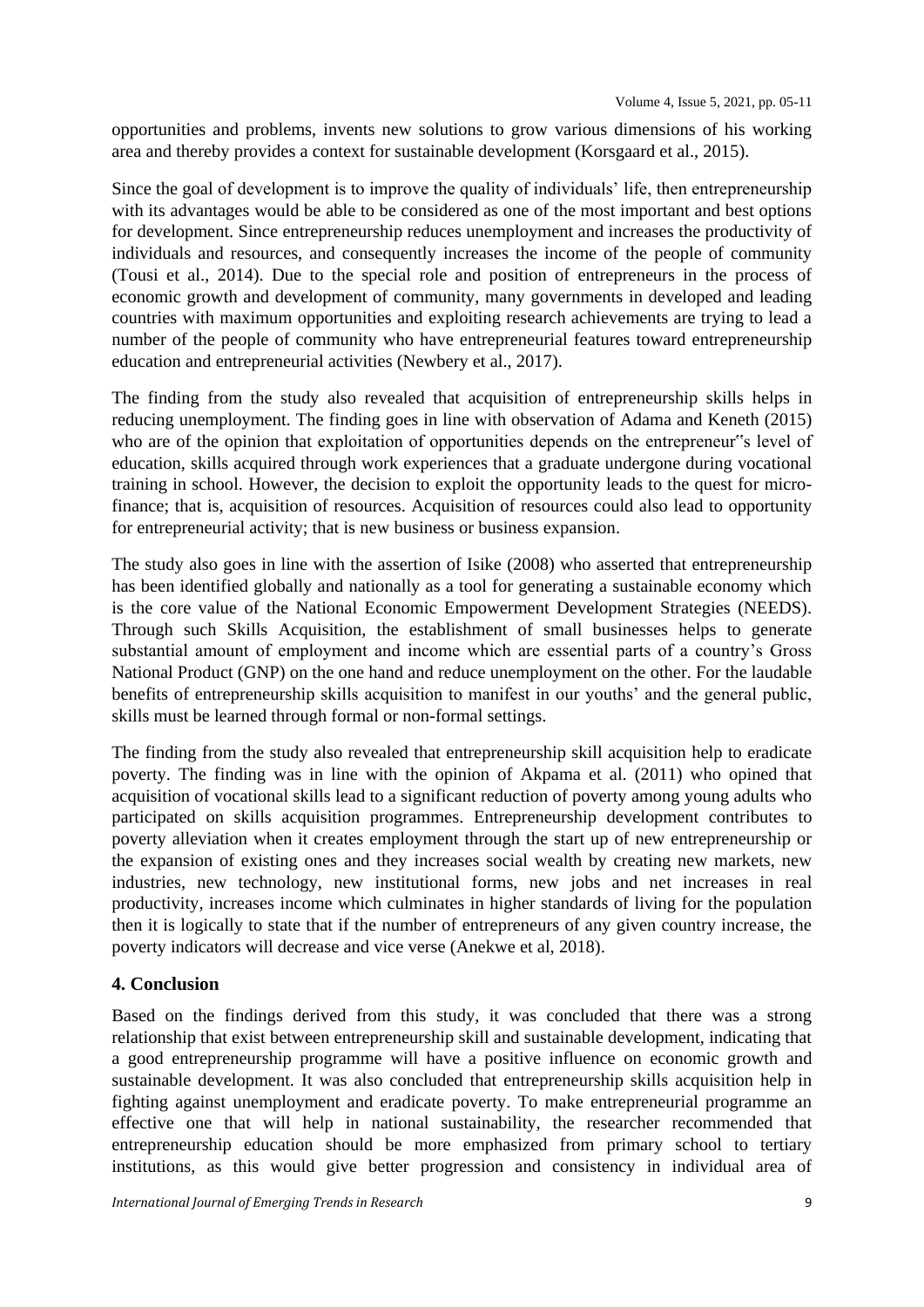opportunities and problems, invents new solutions to grow various dimensions of his working area and thereby provides a context for sustainable development (Korsgaard et al., 2015).

Since the goal of development is to improve the quality of individuals' life, then entrepreneurship with its advantages would be able to be considered as one of the most important and best options for development. Since entrepreneurship reduces unemployment and increases the productivity of individuals and resources, and consequently increases the income of the people of community (Tousi et al., 2014). Due to the special role and position of entrepreneurs in the process of economic growth and development of community, many governments in developed and leading countries with maximum opportunities and exploiting research achievements are trying to lead a number of the people of community who have entrepreneurial features toward entrepreneurship education and entrepreneurial activities (Newbery et al., 2017).

The finding from the study also revealed that acquisition of entrepreneurship skills helps in reducing unemployment. The finding goes in line with observation of Adama and Keneth (2015) who are of the opinion that exploitation of opportunities depends on the entrepreneur"s level of education, skills acquired through work experiences that a graduate undergone during vocational training in school. However, the decision to exploit the opportunity leads to the quest for micro-finance; that is, acquisition of resources. Acquisition of resources could also lead to opportunity for entrepreneurial activity; that is new business or business expansion.

The study also goes in line with the assertion of Isike (2008) who asserted that entrepreneurship has been identified globally and nationally as a tool for generating a sustainable economy which is the core value of the National Economic Empowerment Development Strategies (NEEDS). Through such Skills Acquisition, the establishment of small businesses helps to generate substantial amount of employment and income which are essential parts of a country's Gross National Product (GNP) on the one hand and reduce unemployment on the other. For the laudable benefits of entrepreneurship skills acquisition to manifest in our youths' and the general public, skills must be learned through formal or non-formal settings.

The finding from the study also revealed that entrepreneurship skill acquisition help to eradicate poverty. The finding was in line with the opinion of Akpama et al. (2011) who opined that acquisition of vocational skills lead to a significant reduction of poverty among young adults who participated on skills acquisition programmes. Entrepreneurship development contributes to poverty alleviation when it creates employment through the start up of new entrepreneurship or the expansion of existing ones and they increases social wealth by creating new markets, new industries, new technology, new institutional forms, new jobs and net increases in real productivity, increases income which culminates in higher standards of living for the population then it is logically to state that if the number of entrepreneurs of any given country increase, the poverty indicators will decrease and vice verse (Anekwe et al, 2018).

## 4. Conclusion

Based on the findings derived from this study, it was concluded that there was a strong relationship that exist between entrepreneurship skill and sustainable development, indicating that a good entrepreneurship programme will have a positive influence on economic growth and sustainable development. It was also concluded that entrepreneurship skills acquisition help in fighting against unemployment and eradicate poverty. To make entrepreneurial programme an effective one that will help in national sustainability, the researcher recommended that entrepreneurship education should be more emphasized from primary school to tertiary institutions, as this would give better progression and consistency in individual area of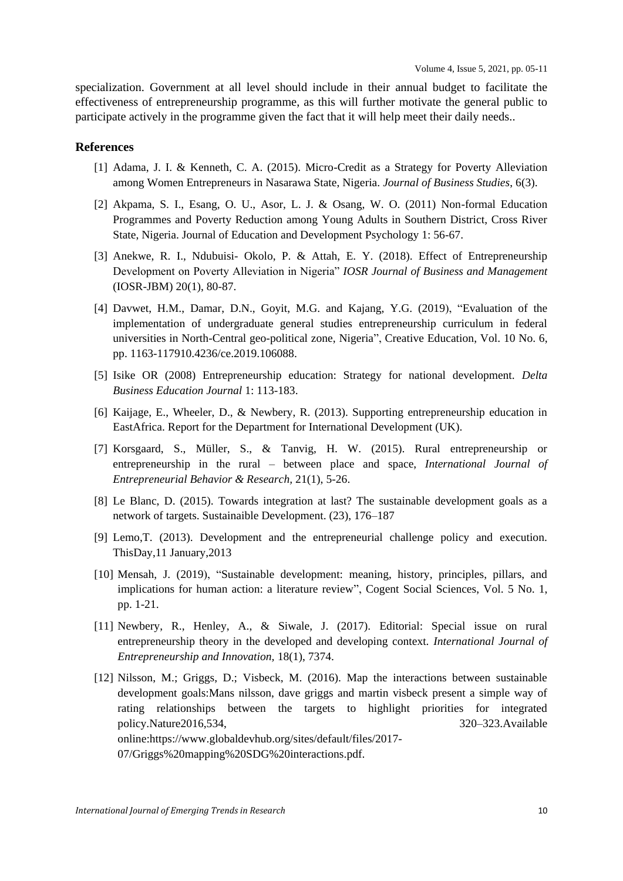specialization. Government at all level should include in their annual budget to facilitate the effectiveness of entrepreneurship programme, as this will further motivate the general public to participate actively in the programme given the fact that it will help meet their daily needs..

## References

[1] Adama, J. I. & Kenneth, C. A. (2015). Micro-Credit as a Strategy for Poverty Alleviation among Women Entrepreneurs in Nasarawa State, Nigeria. *Journal of Business Studies*, 6(3).

[2] Akpama, S. I., Esang, O. U., Asor, L. J. & Osang, W. O. (2011) Non-formal Education Programmes and Poverty Reduction among Young Adults in Southern District, Cross River State, Nigeria. Journal of Education and Development Psychology 1: 56-67.

[3] Anekwe, R. I., Ndubuisi- Okolo, P. & Attah, E. Y. (2018). Effect of Entrepreneurship Development on Poverty Alleviation in Nigeria" *IOSR Journal of Business and Management* (IOSR-JBM) 20(1), 80-87.

[4] Davwet, H.M., Damar, D.N., Goyit, M.G. and Kajang, Y.G. (2019), "Evaluation of the implementation of undergraduate general studies entrepreneurship curriculum in federal universities in North-Central geo-political zone, Nigeria", Creative Education, Vol. 10 No. 6, pp. 1163-117910.4236/ce.2019.106088.

[5] Isike OR (2008) Entrepreneurship education: Strategy for national development. *Delta Business Education Journal* 1: 113-183.

[6] Kaijage, E., Wheeler, D., & Newbery, R. (2013). Supporting entrepreneurship education in EastAfrica. Report for the Department for International Development (UK).

[7] Korsgaard, S., Müller, S., & Tanvig, H. W. (2015). Rural entrepreneurship or entrepreneurship in the rural – between place and space, *International Journal of Entrepreneurial Behavior & Research,* 21(1), 5-26.

[8] Le Blanc, D. (2015). Towards integration at last? The sustainable development goals as a network of targets. Sustainaible Development. (23), 176–187

[9] Lemo,T. (2013). Development and the entrepreneurial challenge policy and execution. ThisDay,11 January,2013

[10] Mensah, J. (2019), "Sustainable development: meaning, history, principles, pillars, and implications for human action: a literature review", Cogent Social Sciences, Vol. 5 No. 1, pp. 1-21.

[11] Newbery, R., Henley, A., & Siwale, J. (2017). Editorial: Special issue on rural entrepreneurship theory in the developed and developing context. *International Journal of Entrepreneurship and Innovation,* 18(1), 7374.

[12] Nilsson, M.; Griggs, D.; Visbeck, M. (2016). Map the interactions between sustainable development goals:Mans nilsson, dave griggs and martin visbeck present a simple way of rating relationships between the targets to highlight priorities for integrated policy.Nature2016,534, 320–323.Available online:https://www.globaldevhub.org/sites/default/files/2017-07/Griggs%20mapping%20SDG%20interactions.pdf.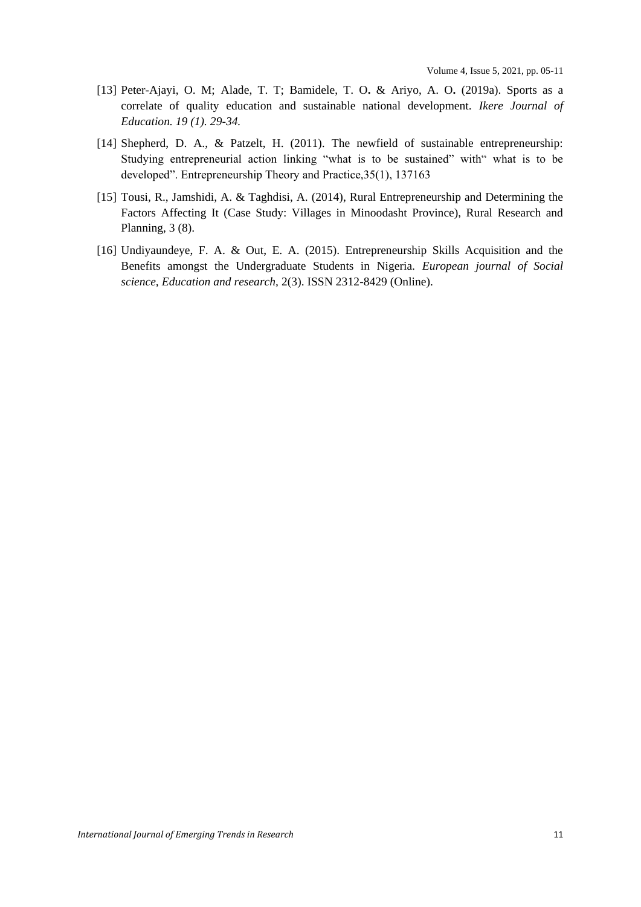[13] Peter-Ajayi, O. M; Alade, T. T; Bamidele, T. O**.** & Ariyo, A. O**.** (2019a). Sports as a correlate of quality education and sustainable national development. *Ikere Journal of Education. 19 (1). 29-34.*

[14] Shepherd, D. A., & Patzelt, H. (2011). The newfield of sustainable entrepreneurship: Studying entrepreneurial action linking "what is to be sustained" with" what is to be developed". Entrepreneurship Theory and Practice,35(1), 137163

[15] Tousi, R., Jamshidi, A. & Taghdisi, A. (2014), Rural Entrepreneurship and Determining the Factors Affecting It (Case Study: Villages in Minoodasht Province), Rural Research and Planning, 3 (8).

[16] Undiyaundeye, F. A. & Out, E. A. (2015). Entrepreneurship Skills Acquisition and the Benefits amongst the Undergraduate Students in Nigeria. *European journal of Social science, Education and research*, 2(3). ISSN 2312-8429 (Online).